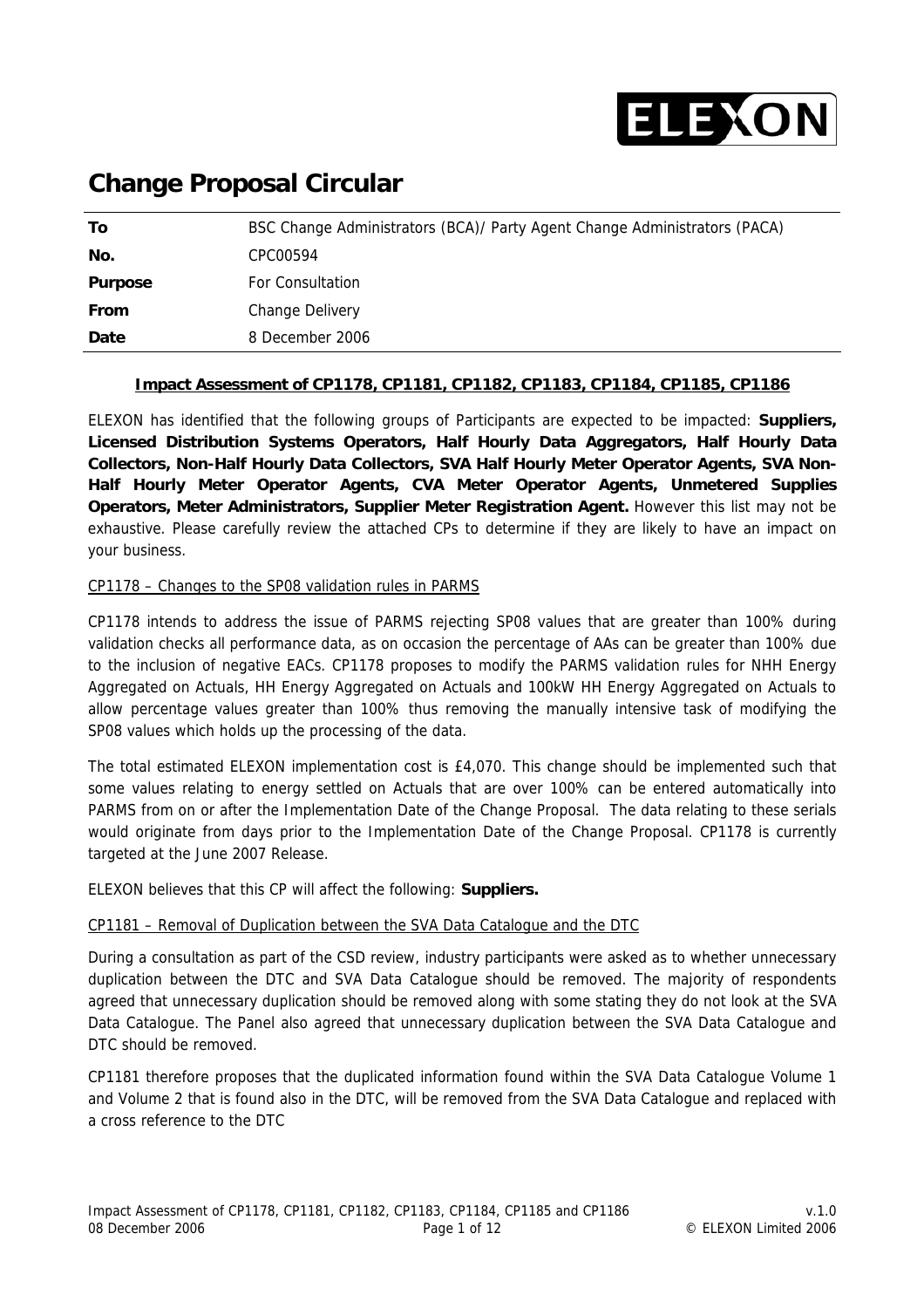# Change Proposal Circular

| | |
|---|---|
| **To** | BSC Change Administrators (BCA)/ Party Agent Change Administrators (PACA) |
| **No.** | CPC00594 |
| **Purpose** | For Consultation |
| **From** | Change Delivery |
| **Date** | 8 December 2006 |

**Impact Assessment of CP1178, CP1181, CP1182, CP1183, CP1184, CP1185, CP1186**

ELEXON has identified that the following groups of Participants are expected to be impacted: **Suppliers, Licensed Distribution Systems Operators, Half Hourly Data Aggregators, Half Hourly Data Collectors, Non-Half Hourly Data Collectors, SVA Half Hourly Meter Operator Agents, SVA Non-Half Hourly Meter Operator Agents, CVA Meter Operator Agents, Unmetered Supplies Operators, Meter Administrators, Supplier Meter Registration Agent.** However this list may not be exhaustive. Please carefully review the attached CPs to determine if they are likely to have an impact on your business.

CP1178 – Changes to the SP08 validation rules in PARMS

CP1178 intends to address the issue of PARMS rejecting SP08 values that are greater than 100% during validation checks all performance data, as on occasion the percentage of AAs can be greater than 100% due to the inclusion of negative EACs. CP1178 proposes to modify the PARMS validation rules for NHH Energy Aggregated on Actuals, HH Energy Aggregated on Actuals and 100kW HH Energy Aggregated on Actuals to allow percentage values greater than 100% thus removing the manually intensive task of modifying the SP08 values which holds up the processing of the data.

The total estimated ELEXON implementation cost is £4,070. This change should be implemented such that some values relating to energy settled on Actuals that are over 100% can be entered automatically into PARMS from on or after the Implementation Date of the Change Proposal. The data relating to these serials would originate from days prior to the Implementation Date of the Change Proposal. CP1178 is currently targeted at the June 2007 Release.

ELEXON believes that this CP will affect the following: **Suppliers.**

CP1181 – Removal of Duplication between the SVA Data Catalogue and the DTC

During a consultation as part of the CSD review, industry participants were asked as to whether unnecessary duplication between the DTC and SVA Data Catalogue should be removed. The majority of respondents agreed that unnecessary duplication should be removed along with some stating they do not look at the SVA Data Catalogue. The Panel also agreed that unnecessary duplication between the SVA Data Catalogue and DTC should be removed.

CP1181 therefore proposes that the duplicated information found within the SVA Data Catalogue Volume 1 and Volume 2 that is found also in the DTC, will be removed from the SVA Data Catalogue and replaced with a cross reference to the DTC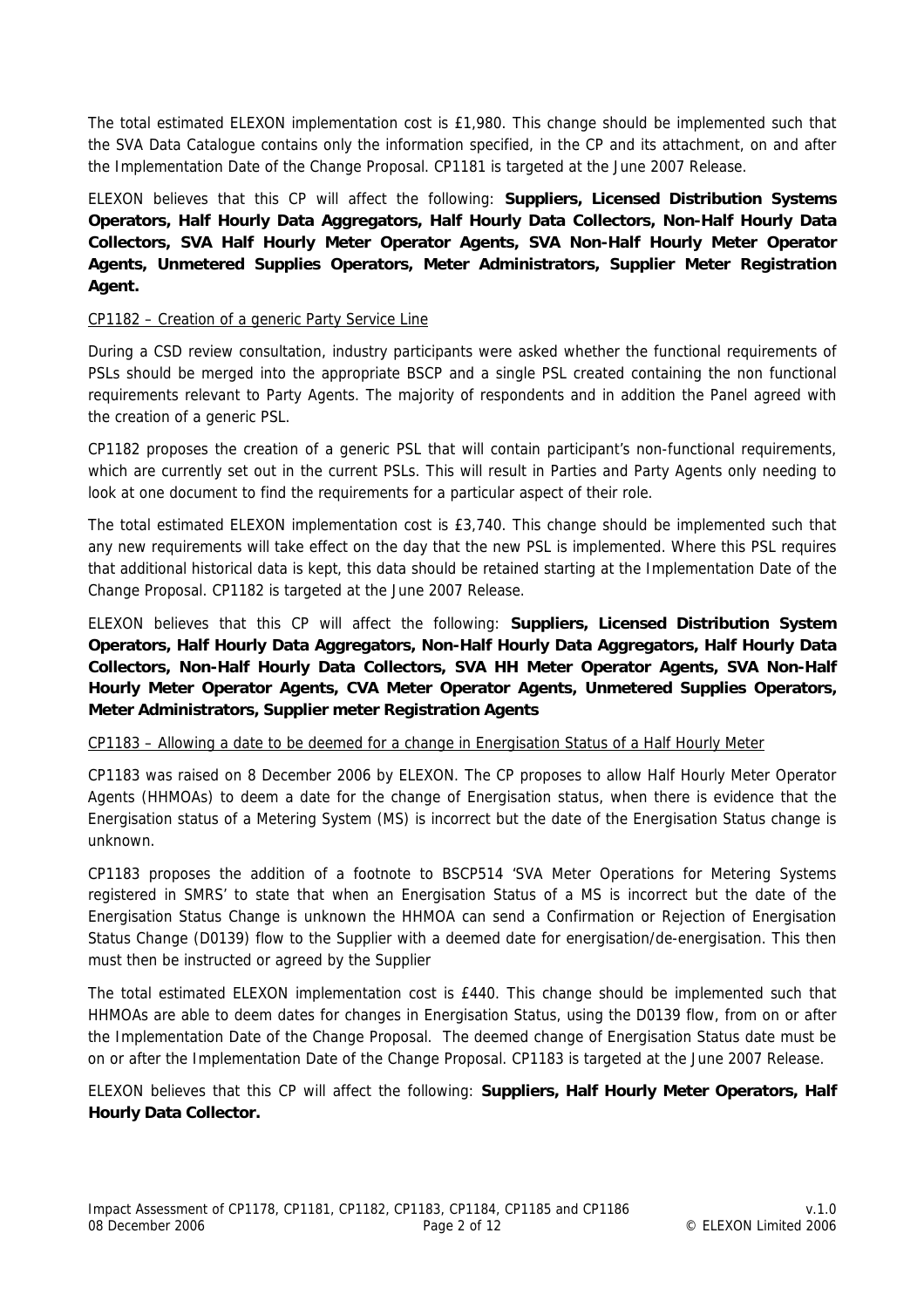The total estimated ELEXON implementation cost is £1,980. This change should be implemented such that the SVA Data Catalogue contains only the information specified, in the CP and its attachment, on and after the Implementation Date of the Change Proposal. CP1181 is targeted at the June 2007 Release.

ELEXON believes that this CP will affect the following: **Suppliers, Licensed Distribution Systems Operators, Half Hourly Data Aggregators, Half Hourly Data Collectors, Non-Half Hourly Data Collectors, SVA Half Hourly Meter Operator Agents, SVA Non-Half Hourly Meter Operator Agents, Unmetered Supplies Operators, Meter Administrators, Supplier Meter Registration Agent.**

CP1182 – Creation of a generic Party Service Line

During a CSD review consultation, industry participants were asked whether the functional requirements of PSLs should be merged into the appropriate BSCP and a single PSL created containing the non functional requirements relevant to Party Agents. The majority of respondents and in addition the Panel agreed with the creation of a generic PSL.

CP1182 proposes the creation of a generic PSL that will contain participant's non-functional requirements, which are currently set out in the current PSLs. This will result in Parties and Party Agents only needing to look at one document to find the requirements for a particular aspect of their role.

The total estimated ELEXON implementation cost is £3,740. This change should be implemented such that any new requirements will take effect on the day that the new PSL is implemented. Where this PSL requires that additional historical data is kept, this data should be retained starting at the Implementation Date of the Change Proposal. CP1182 is targeted at the June 2007 Release.

ELEXON believes that this CP will affect the following: **Suppliers, Licensed Distribution System Operators, Half Hourly Data Aggregators, Non-Half Hourly Data Aggregators, Half Hourly Data Collectors, Non-Half Hourly Data Collectors, SVA HH Meter Operator Agents, SVA Non-Half Hourly Meter Operator Agents, CVA Meter Operator Agents, Unmetered Supplies Operators, Meter Administrators, Supplier meter Registration Agents**

CP1183 – Allowing a date to be deemed for a change in Energisation Status of a Half Hourly Meter

CP1183 was raised on 8 December 2006 by ELEXON. The CP proposes to allow Half Hourly Meter Operator Agents (HHMOAs) to deem a date for the change of Energisation status, when there is evidence that the Energisation status of a Metering System (MS) is incorrect but the date of the Energisation Status change is unknown.

CP1183 proposes the addition of a footnote to BSCP514 'SVA Meter Operations for Metering Systems registered in SMRS' to state that when an Energisation Status of a MS is incorrect but the date of the Energisation Status Change is unknown the HHMOA can send a Confirmation or Rejection of Energisation Status Change (D0139) flow to the Supplier with a deemed date for energisation/de-energisation. This then must then be instructed or agreed by the Supplier

The total estimated ELEXON implementation cost is £440. This change should be implemented such that HHMOAs are able to deem dates for changes in Energisation Status, using the D0139 flow, from on or after the Implementation Date of the Change Proposal. The deemed change of Energisation Status date must be on or after the Implementation Date of the Change Proposal. CP1183 is targeted at the June 2007 Release.

ELEXON believes that this CP will affect the following: **Suppliers, Half Hourly Meter Operators, Half Hourly Data Collector.**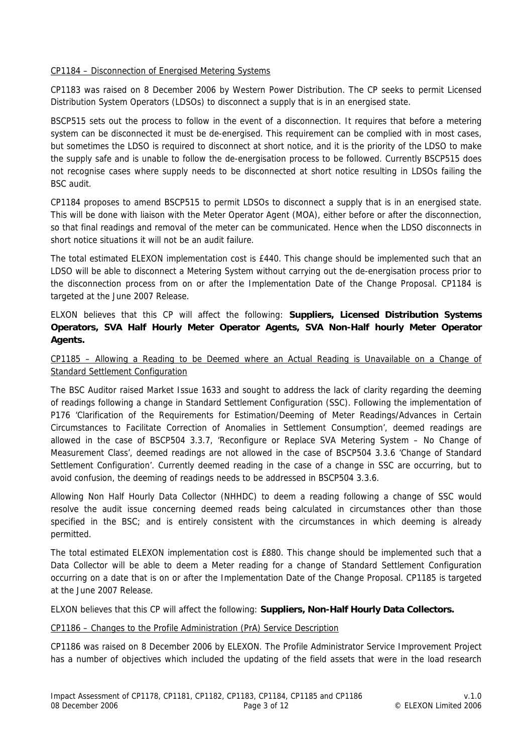CP1184 – Disconnection of Energised Metering Systems

CP1183 was raised on 8 December 2006 by Western Power Distribution. The CP seeks to permit Licensed Distribution System Operators (LDSOs) to disconnect a supply that is in an energised state.

BSCP515 sets out the process to follow in the event of a disconnection. It requires that before a metering system can be disconnected it must be de-energised. This requirement can be complied with in most cases, but sometimes the LDSO is required to disconnect at short notice, and it is the priority of the LDSO to make the supply safe and is unable to follow the de-energisation process to be followed. Currently BSCP515 does not recognise cases where supply needs to be disconnected at short notice resulting in LDSOs failing the BSC audit.

CP1184 proposes to amend BSCP515 to permit LDSOs to disconnect a supply that is in an energised state. This will be done with liaison with the Meter Operator Agent (MOA), either before or after the disconnection, so that final readings and removal of the meter can be communicated. Hence when the LDSO disconnects in short notice situations it will not be an audit failure.

The total estimated ELEXON implementation cost is £440. This change should be implemented such that an LDSO will be able to disconnect a Metering System without carrying out the de-energisation process prior to the disconnection process from on or after the Implementation Date of the Change Proposal. CP1184 is targeted at the June 2007 Release.

ELXON believes that this CP will affect the following: **Suppliers, Licensed Distribution Systems Operators, SVA Half Hourly Meter Operator Agents, SVA Non-Half hourly Meter Operator Agents.**

CP1185 – Allowing a Reading to be Deemed where an Actual Reading is Unavailable on a Change of Standard Settlement Configuration

The BSC Auditor raised Market Issue 1633 and sought to address the lack of clarity regarding the deeming of readings following a change in Standard Settlement Configuration (SSC). Following the implementation of P176 'Clarification of the Requirements for Estimation/Deeming of Meter Readings/Advances in Certain Circumstances to Facilitate Correction of Anomalies in Settlement Consumption', deemed readings are allowed in the case of BSCP504 3.3.7, 'Reconfigure or Replace SVA Metering System – No Change of Measurement Class', deemed readings are not allowed in the case of BSCP504 3.3.6 'Change of Standard Settlement Configuration'. Currently deemed reading in the case of a change in SSC are occurring, but to avoid confusion, the deeming of readings needs to be addressed in BSCP504 3.3.6.

Allowing Non Half Hourly Data Collector (NHHDC) to deem a reading following a change of SSC would resolve the audit issue concerning deemed reads being calculated in circumstances other than those specified in the BSC; and is entirely consistent with the circumstances in which deeming is already permitted.

The total estimated ELEXON implementation cost is £880. This change should be implemented such that a Data Collector will be able to deem a Meter reading for a change of Standard Settlement Configuration occurring on a date that is on or after the Implementation Date of the Change Proposal. CP1185 is targeted at the June 2007 Release.

ELXON believes that this CP will affect the following: **Suppliers, Non-Half Hourly Data Collectors.**

CP1186 – Changes to the Profile Administration (PrA) Service Description

CP1186 was raised on 8 December 2006 by ELEXON. The Profile Administrator Service Improvement Project has a number of objectives which included the updating of the field assets that were in the load research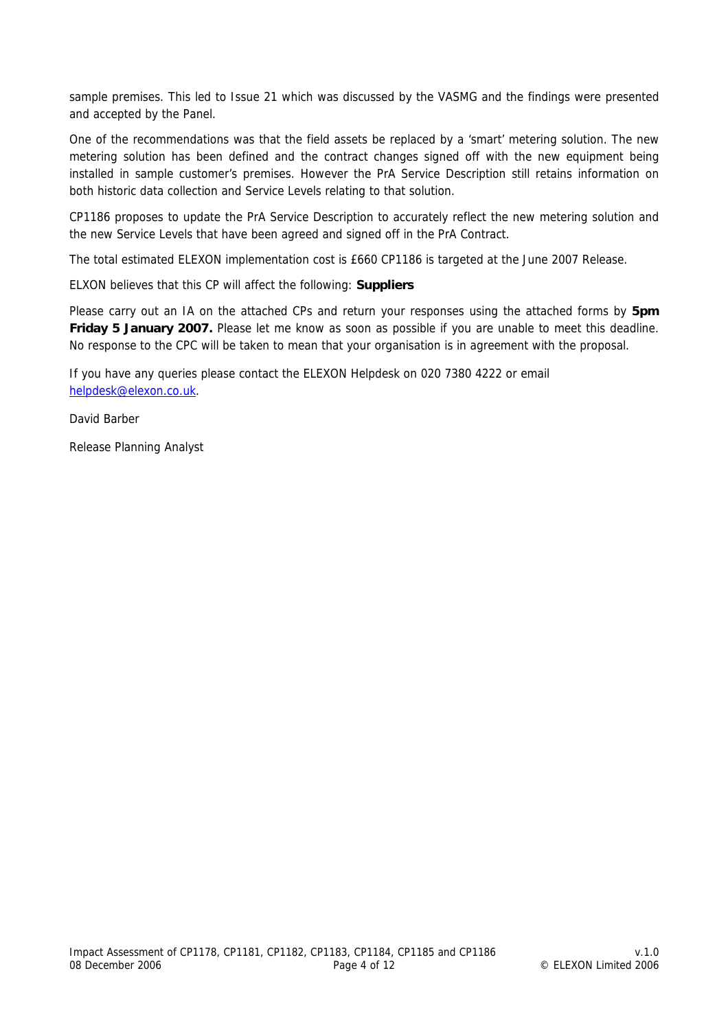sample premises. This led to Issue 21 which was discussed by the VASMG and the findings were presented and accepted by the Panel.

One of the recommendations was that the field assets be replaced by a 'smart' metering solution. The new metering solution has been defined and the contract changes signed off with the new equipment being installed in sample customer's premises. However the PrA Service Description still retains information on both historic data collection and Service Levels relating to that solution.

CP1186 proposes to update the PrA Service Description to accurately reflect the new metering solution and the new Service Levels that have been agreed and signed off in the PrA Contract.

The total estimated ELEXON implementation cost is £660 CP1186 is targeted at the June 2007 Release.

ELXON believes that this CP will affect the following: **Suppliers**

Please carry out an IA on the attached CPs and return your responses using the attached forms by **5pm Friday 5 January 2007.** Please let me know as soon as possible if you are unable to meet this deadline. No response to the CPC will be taken to mean that your organisation is in agreement with the proposal.

If you have any queries please contact the ELEXON Helpdesk on 020 7380 4222 or email helpdesk@elexon.co.uk.

David Barber

Release Planning Analyst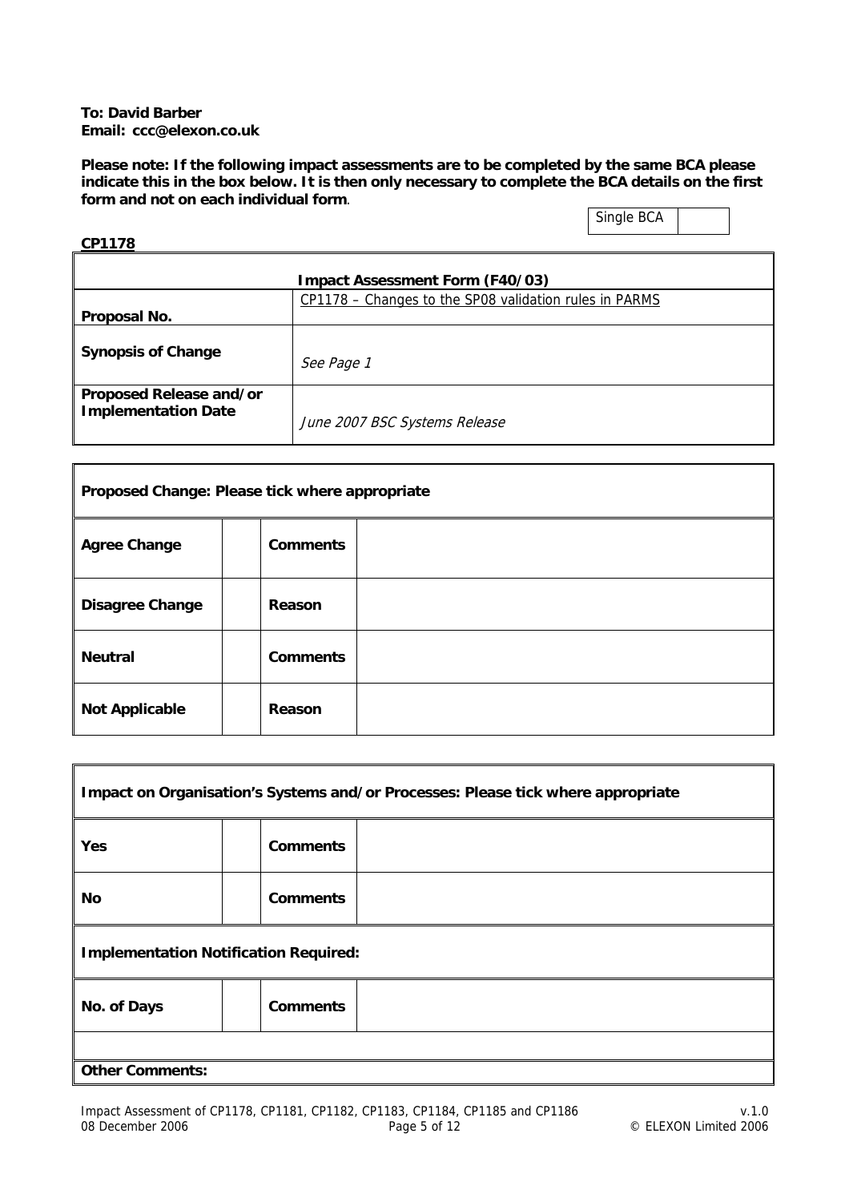**To: David Barber**
**Email: ccc@elexon.co.uk**

**Please note: If the following impact assessments are to be completed by the same BCA please indicate this in the box below. It is then only necessary to complete the BCA details on the first form and not on each individual form**.

| Single BCA | |
|---|---|

**CP1178**

| **Impact Assessment Form (F40/03)** | |
|---|---|
| **Proposal No.** | CP1178 – Changes to the SP08 validation rules in PARMS |
| **Synopsis of Change** | *See Page 1* |
| **Proposed Release and/or Implementation Date** | *June 2007 BSC Systems Release* |

| **Proposed Change: Please tick where appropriate** | | | |
|---|---|---|---|
| **Agree Change** | | **Comments** | |
| **Disagree Change** | | **Reason** | |
| **Neutral** | | **Comments** | |
| **Not Applicable** | | **Reason** | |

| **Impact on Organisation's Systems and/or Processes: Please tick where appropriate** | | | |
|---|---|---|---|
| **Yes** | | **Comments** | |
| **No** | | **Comments** | |
| **Implementation Notification Required:** | | | |
| **No. of Days** | | **Comments** | |
| | | | |
| **Other Comments:** | | | |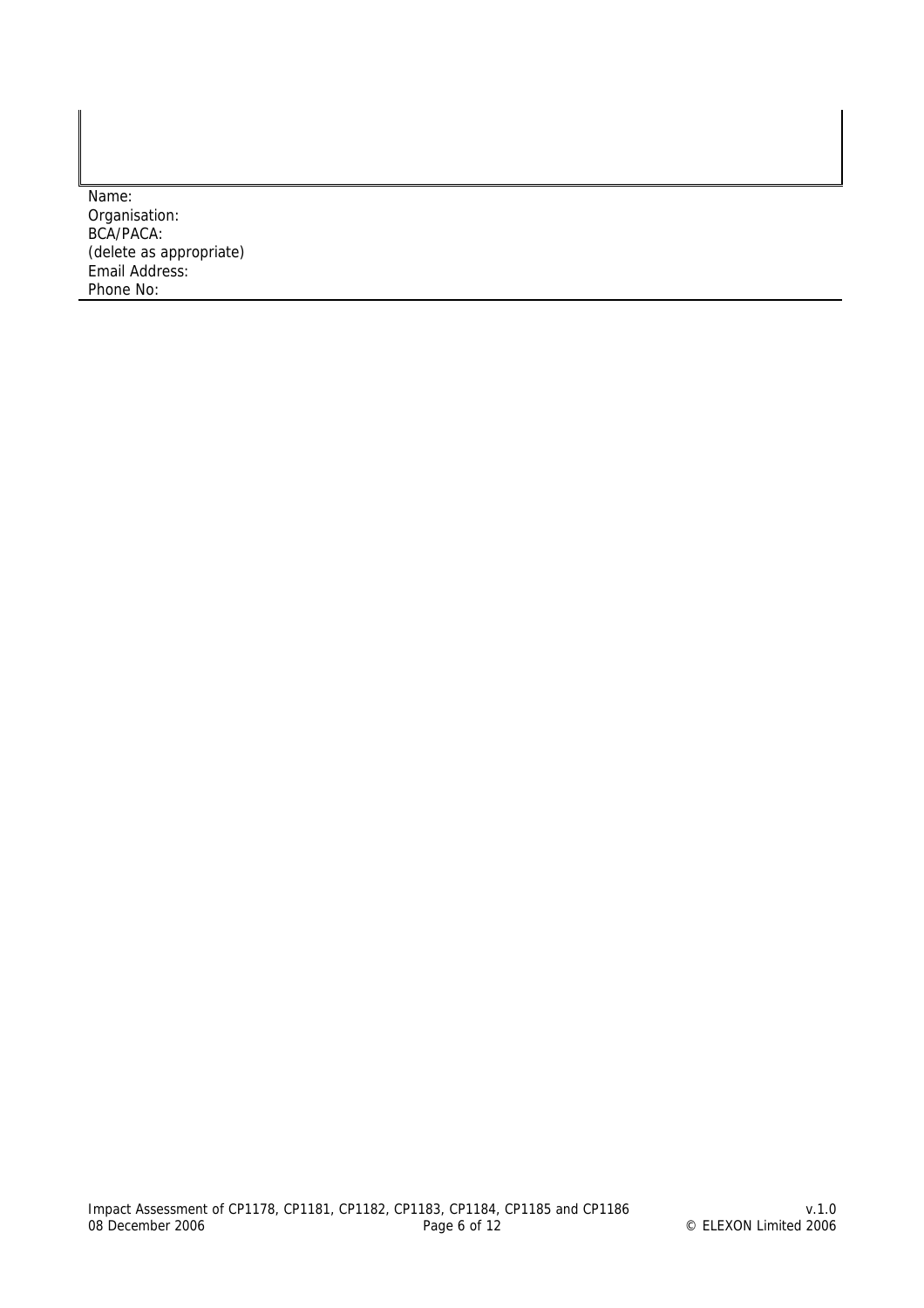Name:
Organisation:
BCA/PACA:
(delete as appropriate)
Email Address:
Phone No: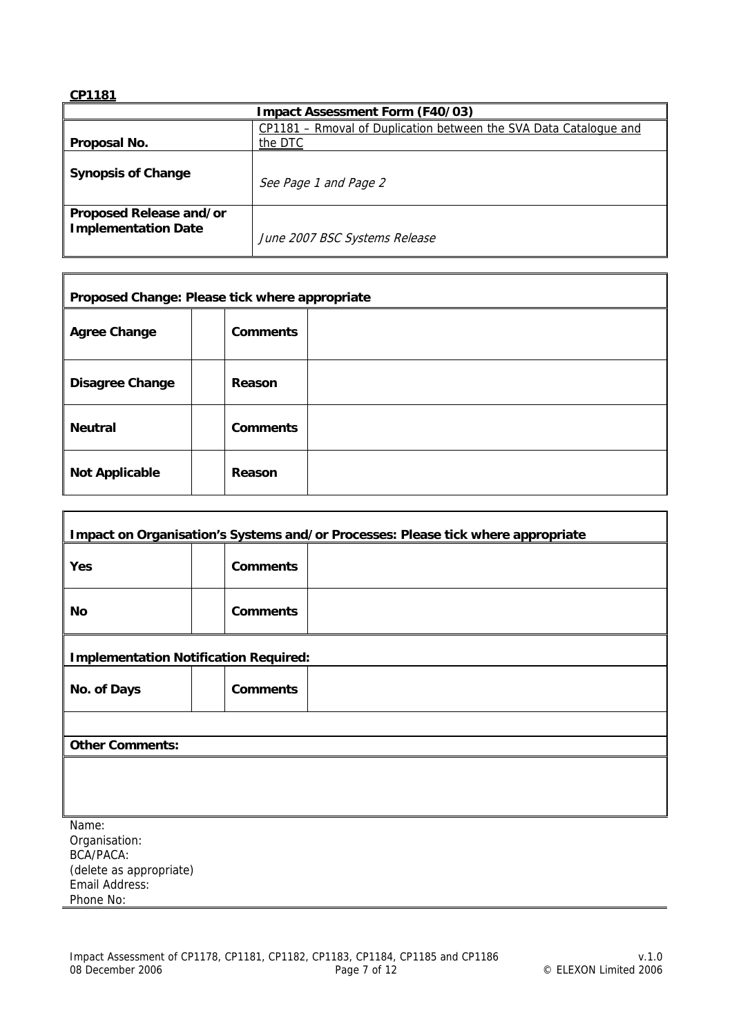**CP1181**

| Impact Assessment Form (F40/03) | |
|---|---|
| **Proposal No.** | CP1181 – Rmoval of Duplication between the SVA Data Catalogue and the DTC |
| **Synopsis of Change** | *See Page 1 and Page 2* |
| **Proposed Release and/or Implementation Date** | *June 2007 BSC Systems Release* |

| Proposed Change: Please tick where appropriate | | | |
|---|---|---|---|
| **Agree Change** | | **Comments** | |
| **Disagree Change** | | **Reason** | |
| **Neutral** | | **Comments** | |
| **Not Applicable** | | **Reason** | |

| Impact on Organisation's Systems and/or Processes: Please tick where appropriate | | | |
|---|---|---|---|
| **Yes** | | **Comments** | |
| **No** | | **Comments** | |
| **Implementation Notification Required:** | | | |
| **No. of Days** | | **Comments** | |
| | | | |
| **Other Comments:** | | | |
| | | | |

Name:
Organisation:
BCA/PACA:
(delete as appropriate)
Email Address:
Phone No: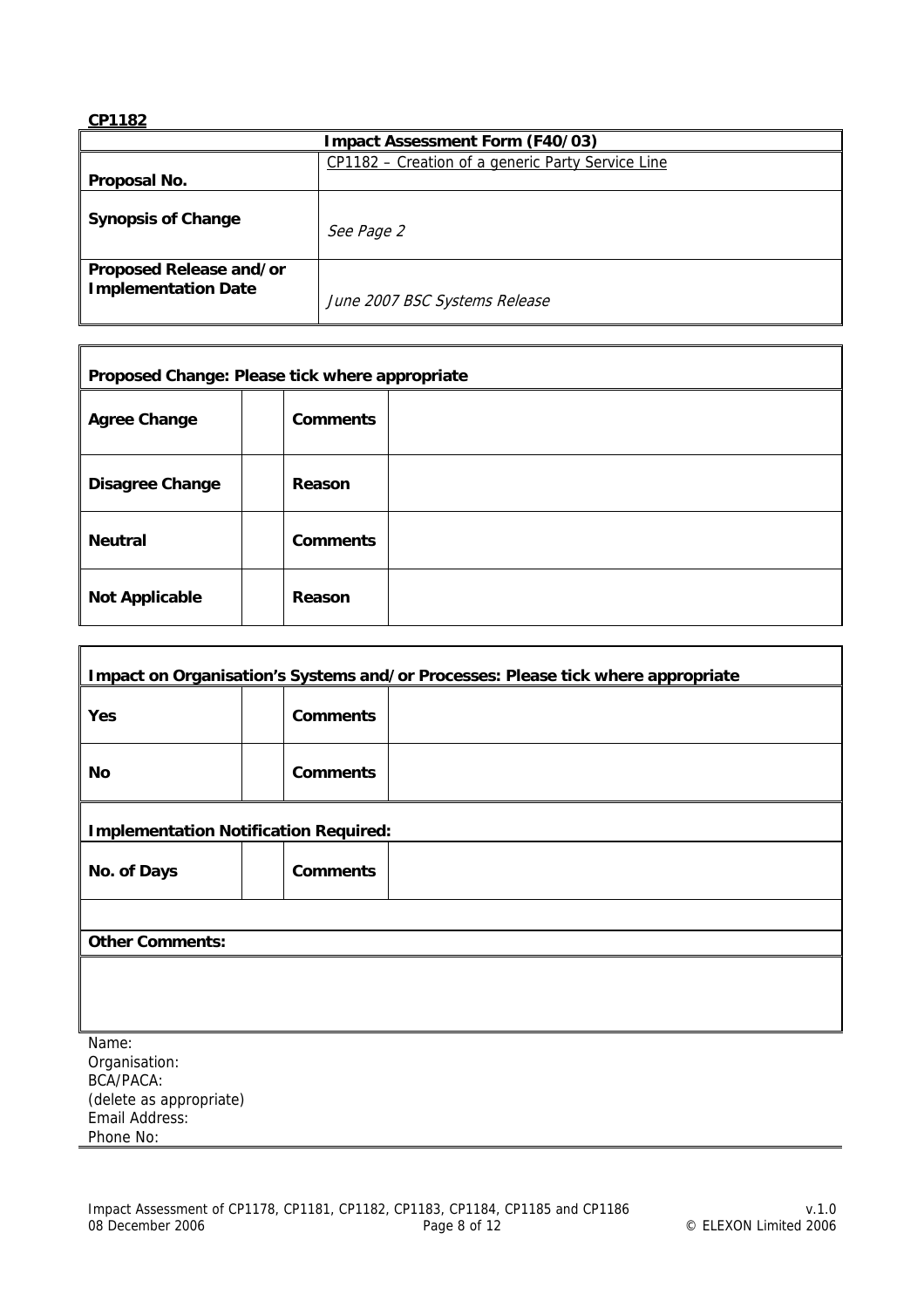**CP1182**

| Impact Assessment Form (F40/03) | |
|---|---|
| **Proposal No.** | CP1182 – Creation of a generic Party Service Line |
| **Synopsis of Change** | *See Page 2* |
| **Proposed Release and/or Implementation Date** | *June 2007 BSC Systems Release* |

| Proposed Change: Please tick where appropriate | | | |
|---|---|---|---|
| **Agree Change** | | **Comments** | |
| **Disagree Change** | | **Reason** | |
| **Neutral** | | **Comments** | |
| **Not Applicable** | | **Reason** | |

| Impact on Organisation's Systems and/or Processes: Please tick where appropriate | | | |
|---|---|---|---|
| **Yes** | | **Comments** | |
| **No** | | **Comments** | |
| **Implementation Notification Required:** | | | |
| **No. of Days** | | **Comments** | |
| | | | |
| **Other Comments:** | | | |
| | | | |

Name:
Organisation:
BCA/PACA:
(delete as appropriate)
Email Address:
Phone No: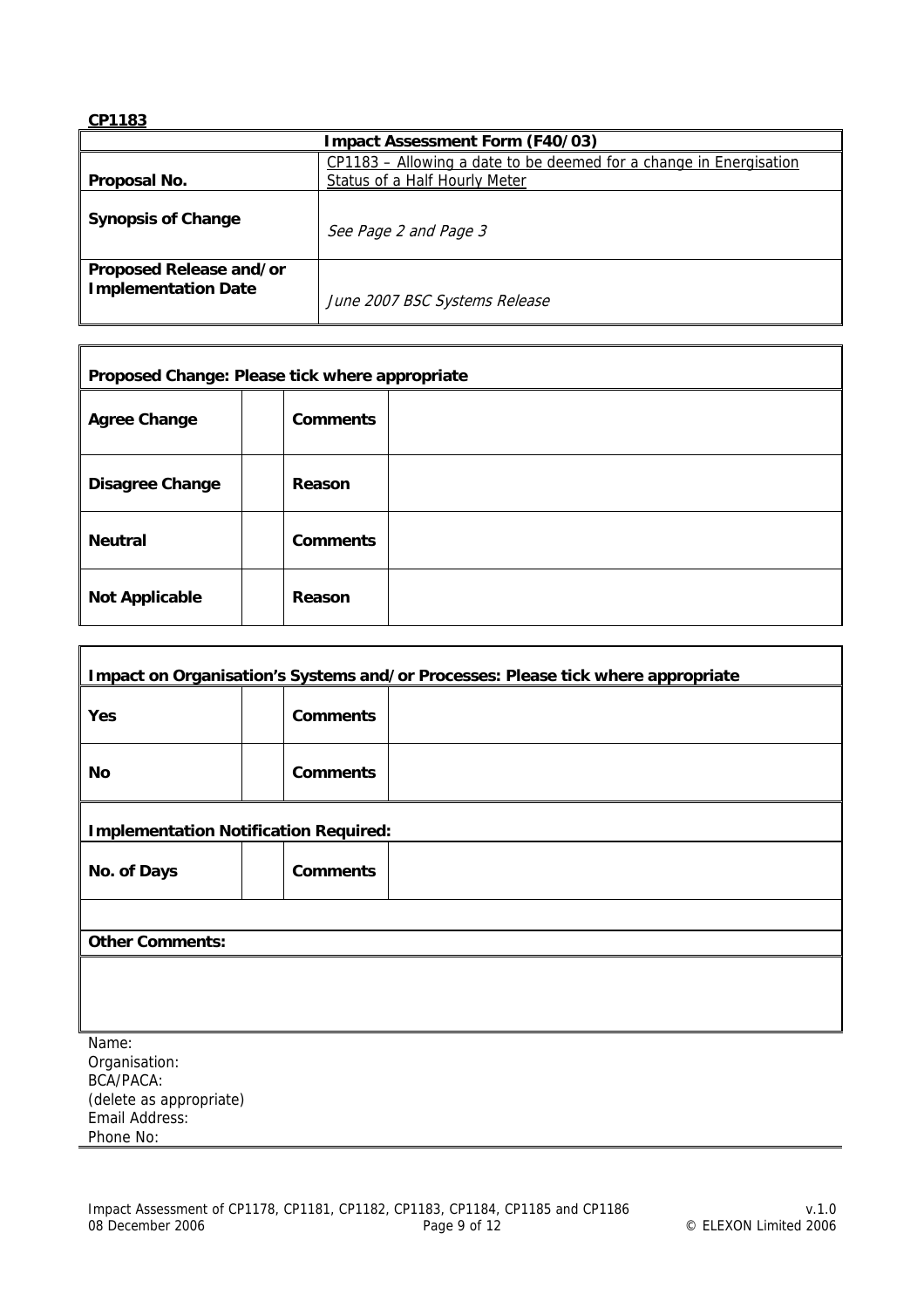**CP1183**

| Impact Assessment Form (F40/03) | |
|---|---|
| **Proposal No.** | CP1183 – Allowing a date to be deemed for a change in Energisation Status of a Half Hourly Meter |
| **Synopsis of Change** | *See Page 2 and Page 3* |
| **Proposed Release and/or Implementation Date** | *June 2007 BSC Systems Release* |

| Proposed Change: Please tick where appropriate | | | |
|---|---|---|---|
| **Agree Change** | | **Comments** | |
| **Disagree Change** | | **Reason** | |
| **Neutral** | | **Comments** | |
| **Not Applicable** | | **Reason** | |

| Impact on Organisation's Systems and/or Processes: Please tick where appropriate | | | |
|---|---|---|---|
| **Yes** | | **Comments** | |
| **No** | | **Comments** | |
| **Implementation Notification Required:** | | | |
| **No. of Days** | | **Comments** | |
| | | | |
| **Other Comments:** | | | |
| | | | |

Name:
Organisation:
BCA/PACA:
(delete as appropriate)
Email Address:
Phone No: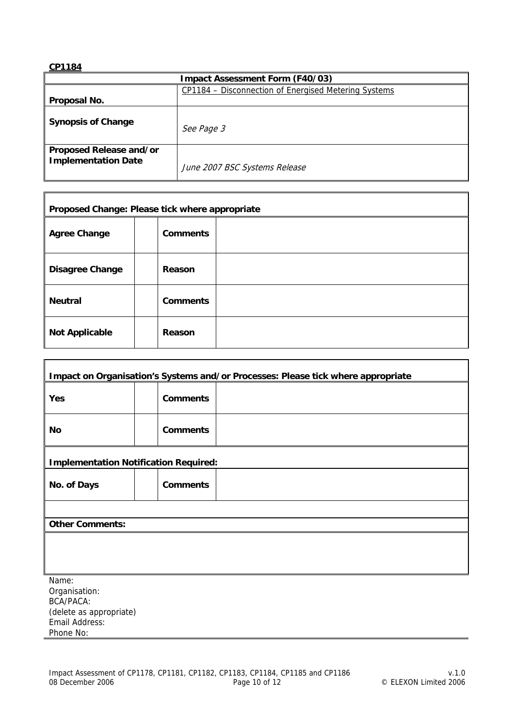**CP1184**

| Impact Assessment Form (F40/03) | |
|---|---|
| **Proposal No.** | CP1184 – Disconnection of Energised Metering Systems |
| **Synopsis of Change** | *See Page 3* |
| **Proposed Release and/or Implementation Date** | *June 2007 BSC Systems Release* |

| **Proposed Change: Please tick where appropriate** | | | |
|---|---|---|---|
| **Agree Change** | | **Comments** | |
| **Disagree Change** | | **Reason** | |
| **Neutral** | | **Comments** | |
| **Not Applicable** | | **Reason** | |

| **Impact on Organisation's Systems and/or Processes: Please tick where appropriate** | | | |
|---|---|---|---|
| **Yes** | | **Comments** | |
| **No** | | **Comments** | |
| **Implementation Notification Required:** | | | |
| **No. of Days** | | **Comments** | |
| | | | |
| **Other Comments:** | | | |
| | | | |

Name:
Organisation:
BCA/PACA:
(delete as appropriate)
Email Address:
Phone No: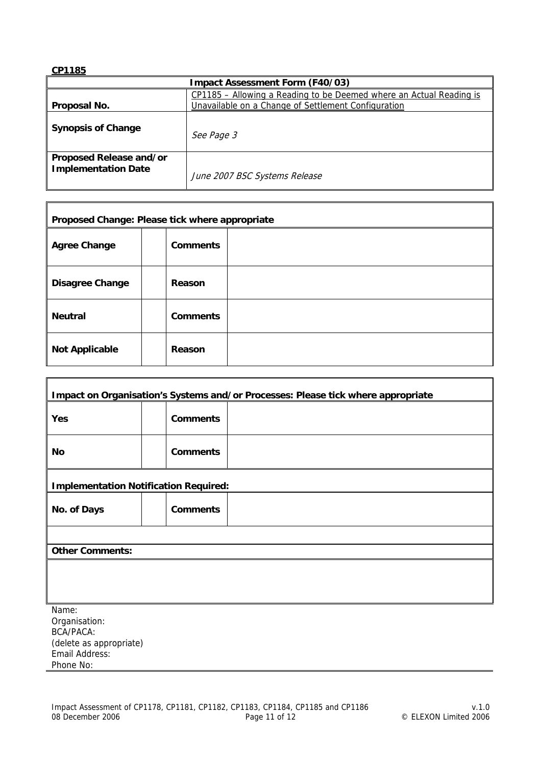**CP1185**

| Impact Assessment Form (F40/03) | |
|---|---|
| **Proposal No.** | CP1185 – Allowing a Reading to be Deemed where an Actual Reading is Unavailable on a Change of Settlement Configuration |
| **Synopsis of Change** | *See Page 3* |
| **Proposed Release and/or Implementation Date** | *June 2007 BSC Systems Release* |

| Proposed Change: Please tick where appropriate | | | |
|---|---|---|---|
| **Agree Change** | | **Comments** | |
| **Disagree Change** | | **Reason** | |
| **Neutral** | | **Comments** | |
| **Not Applicable** | | **Reason** | |

| Impact on Organisation's Systems and/or Processes: Please tick where appropriate | | | |
|---|---|---|---|
| **Yes** | | **Comments** | |
| **No** | | **Comments** | |
| **Implementation Notification Required:** | | | |
| **No. of Days** | | **Comments** | |
| | | | |
| **Other Comments:** | | | |
| | | | |

Name:
Organisation:
BCA/PACA:
(delete as appropriate)
Email Address:
Phone No: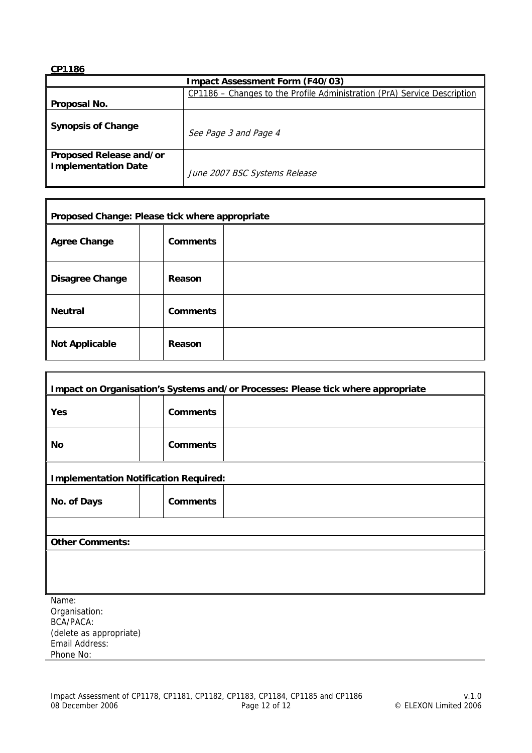**CP1186**

| Impact Assessment Form (F40/03) | |
|---|---|
| **Proposal No.** | CP1186 – Changes to the Profile Administration (PrA) Service Description |
| **Synopsis of Change** | *See Page 3 and Page 4* |
| **Proposed Release and/or Implementation Date** | *June 2007 BSC Systems Release* |

| Proposed Change: Please tick where appropriate | | | |
|---|---|---|---|
| **Agree Change** | | **Comments** | |
| **Disagree Change** | | **Reason** | |
| **Neutral** | | **Comments** | |
| **Not Applicable** | | **Reason** | |

| Impact on Organisation's Systems and/or Processes: Please tick where appropriate | | | |
|---|---|---|---|
| **Yes** | | **Comments** | |
| **No** | | **Comments** | |
| **Implementation Notification Required:** | | | |
| **No. of Days** | | **Comments** | |
| | | | |
| **Other Comments:** | | | |
| | | | |

Name:
Organisation:
BCA/PACA:
(delete as appropriate)
Email Address:
Phone No: